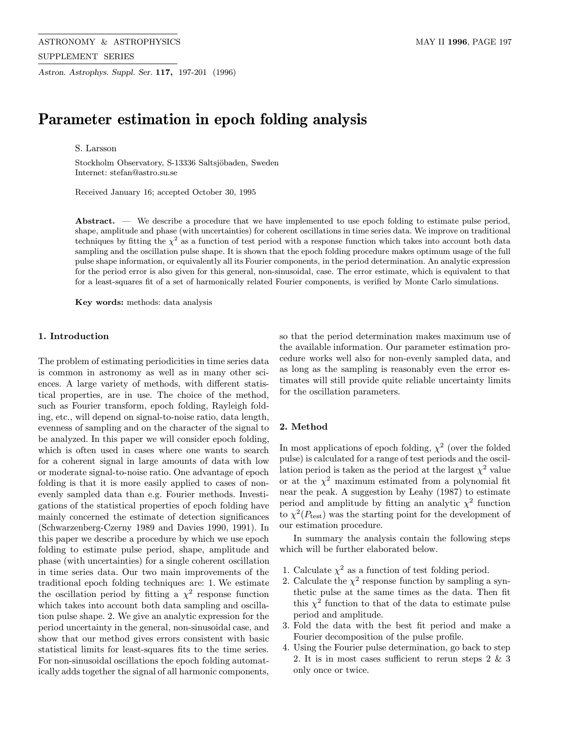# Parameter estimation in epoch folding analysis

S. Larsson

Stockholm Observatory, S-13336 Saltsjöbaden, Sweden
Internet: stefan@astro.su.se

Received January 16; accepted October 30, 1995

**Abstract.** — We describe a procedure that we have implemented to use epoch folding to estimate pulse period, shape, amplitude and phase (with uncertainties) for coherent oscillations in time series data. We improve on traditional techniques by fitting the $\chi^2$ as a function of test period with a response function which takes into account both data sampling and the oscillation pulse shape. It is shown that the epoch folding procedure makes optimum usage of the full pulse shape information, or equivalently all its Fourier components, in the period determination. An analytic expression for the period error is also given for this general, non-sinusoidal, case. The error estimate, which is equivalent to that for a least-squares fit of a set of harmonically related Fourier components, is verified by Monte Carlo simulations.

**Key words:** methods: data analysis

## 1. Introduction

The problem of estimating periodicities in time series data is common in astronomy as well as in many other sciences. A large variety of methods, with different statistical properties, are in use. The choice of the method, such as Fourier transform, epoch folding, Rayleigh folding, etc., will depend on signal-to-noise ratio, data length, evenness of sampling and on the character of the signal to be analyzed. In this paper we will consider epoch folding, which is often used in cases where one wants to search for a coherent signal in large amounts of data with low or moderate signal-to-noise ratio. One advantage of epoch folding is that it is more easily applied to cases of non-evenly sampled data than e.g. Fourier methods. Investigations of the statistical properties of epoch folding have mainly concerned the estimate of detection significances (Schwarzenberg-Czerny 1989 and Davies 1990, 1991). In this paper we describe a procedure by which we use epoch folding to estimate pulse period, shape, amplitude and phase (with uncertainties) for a single coherent oscillation in time series data. Our two main improvements of the traditional epoch folding techniques are: 1. We estimate the oscillation period by fitting a $\chi^2$ response function which takes into account both data sampling and oscillation pulse shape. 2. We give an analytic expression for the period uncertainty in the general, non-sinusoidal case, and show that our method gives errors consistent with basic statistical limits for least-squares fits to the time series. For non-sinusoidal oscillations the epoch folding automatically adds together the signal of all harmonic components, so that the period determination makes maximum use of the available information. Our parameter estimation procedure works well also for non-evenly sampled data, and as long as the sampling is reasonably even the error estimates will still provide quite reliable uncertainty limits for the oscillation parameters.

## 2. Method

In most applications of epoch folding, $\chi^2$ (over the folded pulse) is calculated for a range of test periods and the oscillation period is taken as the period at the largest $\chi^2$ value or at the $\chi^2$ maximum estimated from a polynomial fit near the peak. A suggestion by Leahy (1987) to estimate period and amplitude by fitting an analytic $\chi^2$ function to $\chi^2(P_{\text{test}})$ was the starting point for the development of our estimation procedure.

In summary the analysis contain the following steps which will be further elaborated below.

1. Calculate $\chi^2$ as a function of test folding period.
2. Calculate the $\chi^2$ response function by sampling a synthetic pulse at the same times as the data. Then fit this $\chi^2$ function to that of the data to estimate pulse period and amplitude.
3. Fold the data with the best fit period and make a Fourier decomposition of the pulse profile.
4. Using the Fourier pulse determination, go back to step 2. It is in most cases sufficient to rerun steps 2 & 3 only once or twice.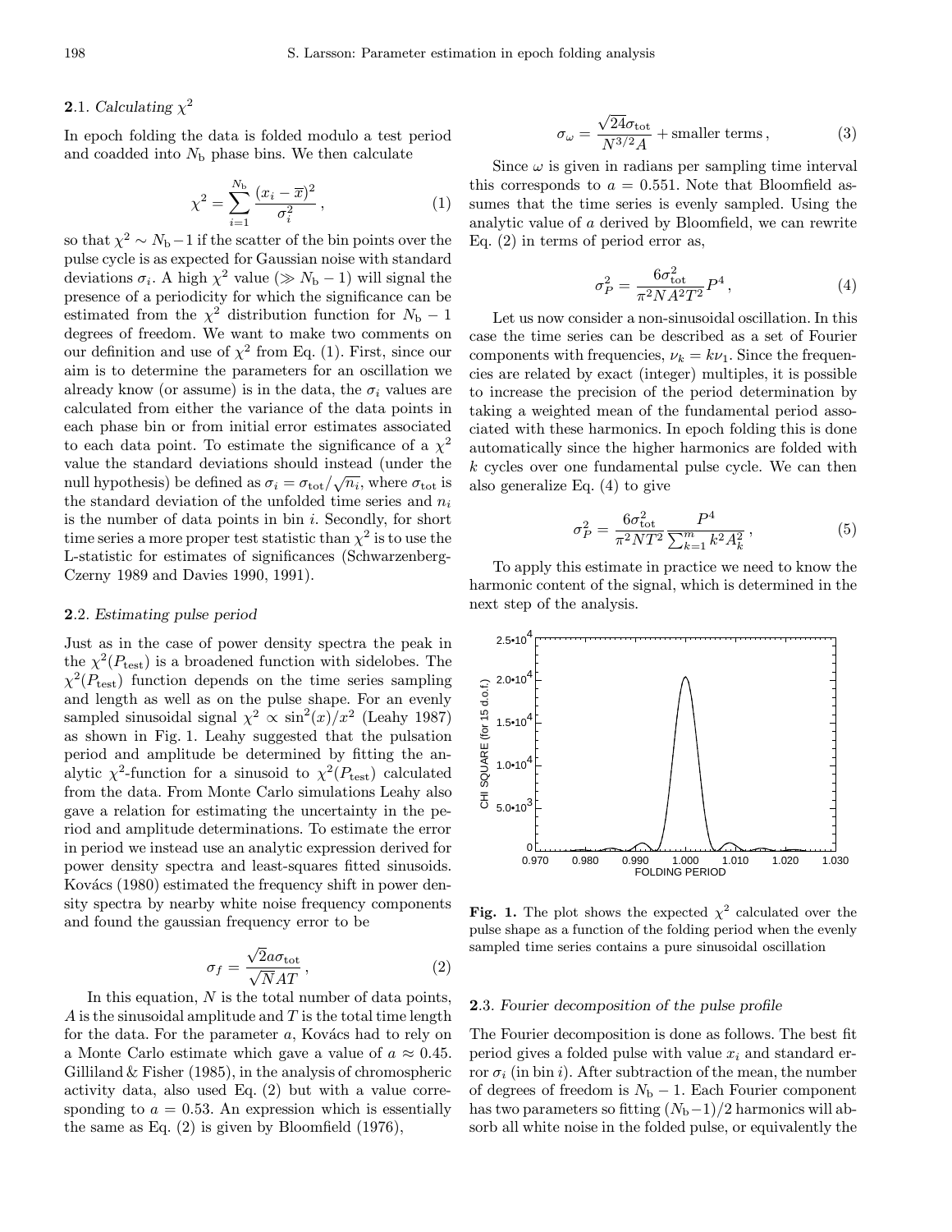### 2.1. *Calculating* $\chi^2$

In epoch folding the data is folded modulo a test period and coadded into $N_{\rm b}$ phase bins. We then calculate

$$\chi^2 = \sum_{i=1}^{N_{\rm b}} \frac{(x_i - \overline{x})^2}{\sigma_i^2}\,, \tag{1}$$

so that $\chi^2 \sim N_{\rm b} - 1$ if the scatter of the bin points over the pulse cycle is as expected for Gaussian noise with standard deviations $\sigma_i$. A high $\chi^2$ value ($\gg N_{\rm b} - 1$) will signal the presence of a periodicity for which the significance can be estimated from the $\chi^2$ distribution function for $N_{\rm b} - 1$ degrees of freedom. We want to make two comments on our definition and use of $\chi^2$ from Eq. (1). First, since our aim is to determine the parameters for an oscillation we already know (or assume) is in the data, the $\sigma_i$ values are calculated from either the variance of the data points in each phase bin or from initial error estimates associated to each data point. To estimate the significance of a $\chi^2$ value the standard deviations should instead (under the null hypothesis) be defined as $\sigma_i = \sigma_{\rm tot}/\sqrt{n_i}$, where $\sigma_{\rm tot}$ is the standard deviation of the unfolded time series and $n_i$ is the number of data points in bin $i$. Secondly, for short time series a more proper test statistic than $\chi^2$ is to use the L-statistic for estimates of significances (Schwarzenberg-Czerny 1989 and Davies 1990, 1991).

### 2.2. *Estimating pulse period*

Just as in the case of power density spectra the peak in the $\chi^2(P_{\rm test})$ is a broadened function with sidelobes. The $\chi^2(P_{\rm test})$ function depends on the time series sampling and length as well as on the pulse shape. For an evenly sampled sinusoidal signal $\chi^2 \propto \sin^2(x)/x^2$ (Leahy 1987) as shown in Fig. 1. Leahy suggested that the pulsation period and amplitude be determined by fitting the analytic $\chi^2$-function for a sinusoid to $\chi^2(P_{\rm test})$ calculated from the data. From Monte Carlo simulations Leahy also gave a relation for estimating the uncertainty in the period and amplitude determinations. To estimate the error in period we instead use an analytic expression derived for power density spectra and least-squares fitted sinusoids. Kovács (1980) estimated the frequency shift in power density spectra by nearby white noise frequency components and found the gaussian frequency error to be

$$\sigma_f = \frac{\sqrt{2}a\sigma_{\rm tot}}{\sqrt{N}AT}\,, \tag{2}$$

In this equation, $N$ is the total number of data points, $A$ is the sinusoidal amplitude and $T$ is the total time length for the data. For the parameter $a$, Kovács had to rely on a Monte Carlo estimate which gave a value of $a \approx 0.45$. Gilliland & Fisher (1985), in the analysis of chromospheric activity data, also used Eq. (2) but with a value corresponding to $a = 0.53$. An expression which is essentially the same as Eq. (2) is given by Bloomfield (1976),

$$\sigma_\omega = \frac{\sqrt{24}\sigma_{\rm tot}}{N^{3/2}A} + \text{smaller terms}\,, \tag{3}$$

Since $\omega$ is given in radians per sampling time interval this corresponds to $a = 0.551$. Note that Bloomfield assumes that the time series is evenly sampled. Using the analytic value of $a$ derived by Bloomfield, we can rewrite Eq. (2) in terms of period error as,

$$\sigma_P^2 = \frac{6\sigma_{\rm tot}^2}{\pi^2 N A^2 T^2} P^4\,, \tag{4}$$

Let us now consider a non-sinusoidal oscillation. In this case the time series can be described as a set of Fourier components with frequencies, $\nu_k = k\nu_1$. Since the frequencies are related by exact (integer) multiples, it is possible to increase the precision of the period determination by taking a weighted mean of the fundamental period associated with these harmonics. In epoch folding this is done automatically since the higher harmonics are folded with $k$ cycles over one fundamental pulse cycle. We can then also generalize Eq. (4) to give

$$\sigma_P^2 = \frac{6\sigma_{\rm tot}^2}{\pi^2 N T^2} \frac{P^4}{\sum_{k=1}^{m} k^2 A_k^2}\,, \tag{5}$$

To apply this estimate in practice we need to know the harmonic content of the signal, which is determined in the next step of the analysis.

**Fig. 1.** The plot shows the expected $\chi^2$ calculated over the pulse shape as a function of the folding period when the evenly sampled time series contains a pure sinusoidal oscillation

### 2.3. *Fourier decomposition of the pulse profile*

The Fourier decomposition is done as follows. The best fit period gives a folded pulse with value $x_i$ and standard error $\sigma_i$ (in bin $i$). After subtraction of the mean, the number of degrees of freedom is $N_{\rm b} - 1$. Each Fourier component has two parameters so fitting $(N_{\rm b}-1)/2$ harmonics will absorb all white noise in the folded pulse, or equivalently the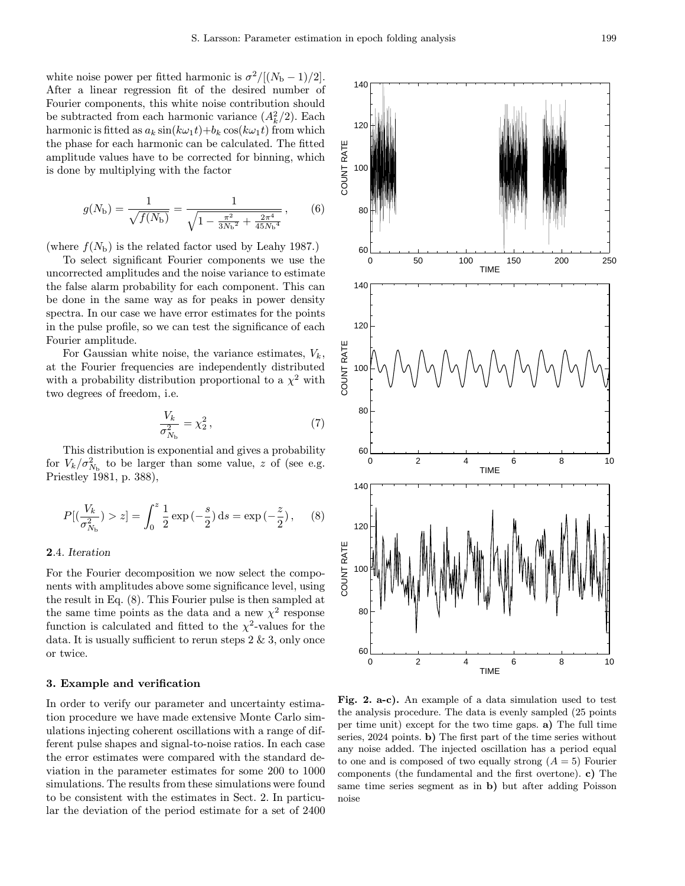white noise power per fitted harmonic is $\sigma^2/[(N_\mathrm{b}-1)/2]$. After a linear regression fit of the desired number of Fourier components, this white noise contribution should be subtracted from each harmonic variance ($A_k^2/2$). Each harmonic is fitted as $a_k \sin(k\omega_1 t) + b_k \cos(k\omega_1 t)$ from which the phase for each harmonic can be calculated. The fitted amplitude values have to be corrected for binning, which is done by multiplying with the factor

$$g(N_\mathrm{b}) = \frac{1}{\sqrt{f(N_\mathrm{b})}} = \frac{1}{\sqrt{1 - \frac{\pi^2}{3{N_\mathrm{b}}^2} + \frac{2\pi^4}{45{N_\mathrm{b}}^4}}}\,, \qquad (6)$$

(where $f(N_\mathrm{b})$ is the related factor used by Leahy 1987.)

To select significant Fourier components we use the uncorrected amplitudes and the noise variance to estimate the false alarm probability for each component. This can be done in the same way as for peaks in power density spectra. In our case we have error estimates for the points in the pulse profile, so we can test the significance of each Fourier amplitude.

For Gaussian white noise, the variance estimates, $V_k$, at the Fourier frequencies are independently distributed with a probability distribution proportional to a $\chi^2$ with two degrees of freedom, i.e.

$$\frac{V_k}{\sigma^2_{N_\mathrm{b}}} = \chi^2_2\,, \qquad (7)$$

This distribution is exponential and gives a probability for $V_k/\sigma^2_{N_\mathrm{b}}$ to be larger than some value, $z$ of (see e.g. Priestley 1981, p. 388),

$$P[(\frac{V_k}{\sigma^2_{N_\mathrm{b}}}) > z] = \int_0^z \frac{1}{2}\exp{(-\frac{s}{2})}\,\mathrm{d}s = \exp{(-\frac{z}{2})}\,, \qquad (8)$$

### **2**.4. *Iteration*

For the Fourier decomposition we now select the components with amplitudes above some significance level, using the result in Eq. (8). This Fourier pulse is then sampled at the same time points as the data and a new $\chi^2$ response function is calculated and fitted to the $\chi^2$-values for the data. It is usually sufficient to rerun steps 2 & 3, only once or twice.

## 3. Example and verification

In order to verify our parameter and uncertainty estimation procedure we have made extensive Monte Carlo simulations injecting coherent oscillations with a range of different pulse shapes and signal-to-noise ratios. In each case the error estimates were compared with the standard deviation in the parameter estimates for some 200 to 1000 simulations. The results from these simulations were found to be consistent with the estimates in Sect. 2. In particular the deviation of the period estimate for a set of 2400

**Fig. 2. a-c).** An example of a data simulation used to test the analysis procedure. The data is evenly sampled (25 points per time unit) except for the two time gaps. **a)** The full time series, 2024 points. **b)** The first part of the time series without any noise added. The injected oscillation has a period equal to one and is composed of two equally strong ($A = 5$) Fourier components (the fundamental and the first overtone). **c)** The same time series segment as in **b)** but after adding Poisson noise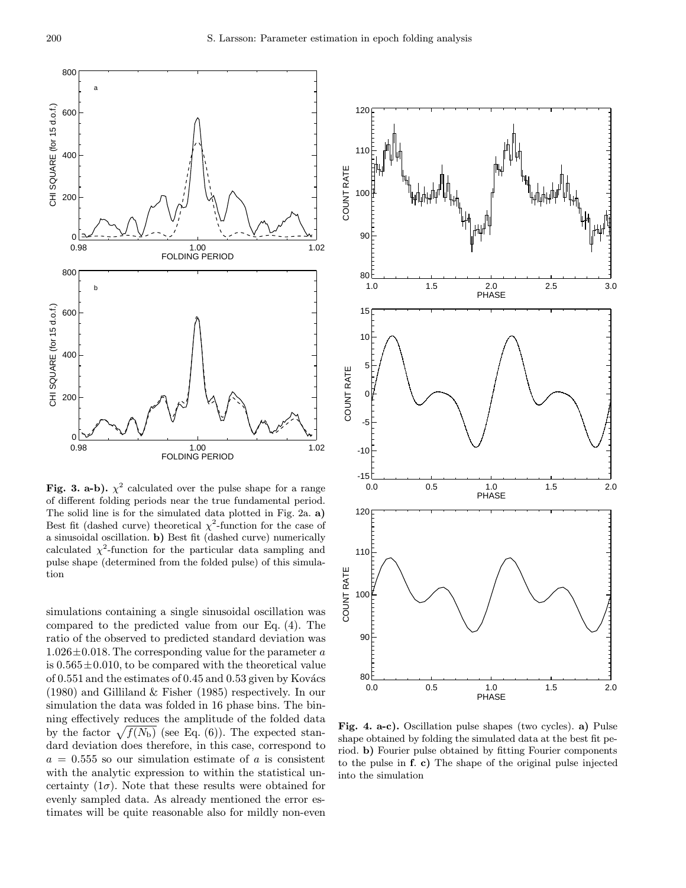**Fig. 3. a-b).** $\chi^2$ calculated over the pulse shape for a range of different folding periods near the true fundamental period. The solid line is for the simulated data plotted in Fig. 2a. **a)** Best fit (dashed curve) theoretical $\chi^2$-function for the case of a sinusoidal oscillation. **b)** Best fit (dashed curve) numerically calculated $\chi^2$-function for the particular data sampling and pulse shape (determined from the folded pulse) of this simulation

simulations containing a single sinusoidal oscillation was compared to the predicted value from our Eq. (4). The ratio of the observed to predicted standard deviation was $1.026 \pm 0.018$. The corresponding value for the parameter $a$ is $0.565 \pm 0.010$, to be compared with the theoretical value of 0.551 and the estimates of 0.45 and 0.53 given by Kovács (1980) and Gilliland & Fisher (1985) respectively. In our simulation the data was folded in 16 phase bins. The binning effectively reduces the amplitude of the folded data by the factor $\sqrt{f(N_\mathrm{b})}$ (see Eq. (6)). The expected standard deviation does therefore, in this case, correspond to $a = 0.555$ so our simulation estimate of $a$ is consistent with the analytic expression to within the statistical uncertainty ($1\sigma$). Note that these results were obtained for evenly sampled data. As already mentioned the error estimates will be quite reasonable also for mildly non-even

**Fig. 4. a-c).** Oscillation pulse shapes (two cycles). **a)** Pulse shape obtained by folding the simulated data at the best fit period. **b)** Fourier pulse obtained by fitting Fourier components to the pulse in **f. c)** The shape of the original pulse injected into the simulation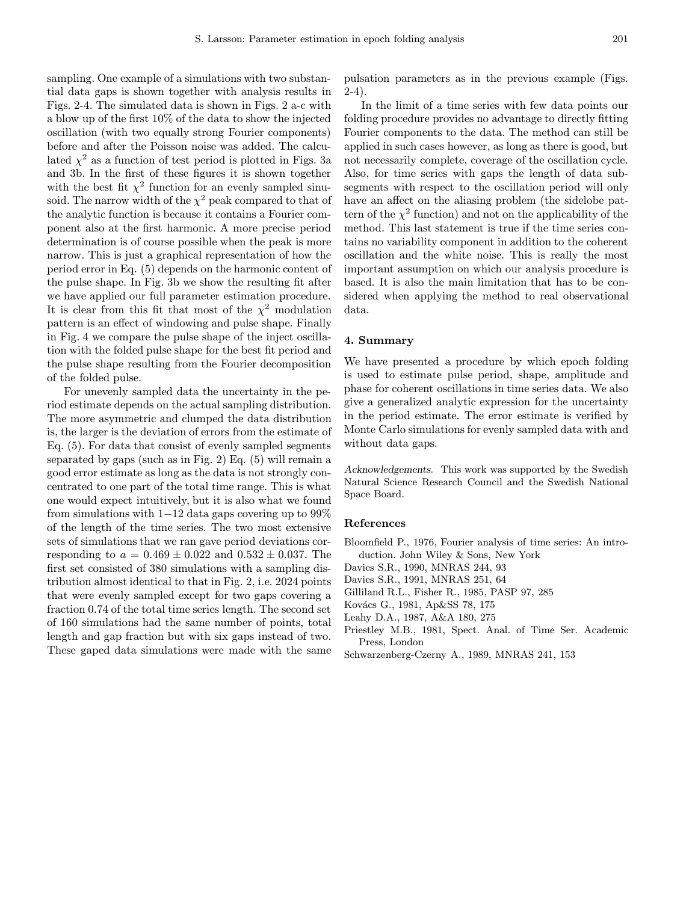sampling. One example of a simulations with two substantial data gaps is shown together with analysis results in Figs. 2-4. The simulated data is shown in Figs. 2 a-c with a blow up of the first 10% of the data to show the injected oscillation (with two equally strong Fourier components) before and after the Poisson noise was added. The calculated $\chi^2$ as a function of test period is plotted in Figs. 3a and 3b. In the first of these figures it is shown together with the best fit $\chi^2$ function for an evenly sampled sinusoid. The narrow width of the $\chi^2$ peak compared to that of the analytic function is because it contains a Fourier component also at the first harmonic. A more precise period determination is of course possible when the peak is more narrow. This is just a graphical representation of how the period error in Eq. (5) depends on the harmonic content of the pulse shape. In Fig. 3b we show the resulting fit after we have applied our full parameter estimation procedure. It is clear from this fit that most of the $\chi^2$ modulation pattern is an effect of windowing and pulse shape. Finally in Fig. 4 we compare the pulse shape of the inject oscillation with the folded pulse shape for the best fit period and the pulse shape resulting from the Fourier decomposition of the folded pulse.

For unevenly sampled data the uncertainty in the period estimate depends on the actual sampling distribution. The more asymmetric and clumped the data distribution is, the larger is the deviation of errors from the estimate of Eq. (5). For data that consist of evenly sampled segments separated by gaps (such as in Fig. 2) Eq. (5) will remain a good error estimate as long as the data is not strongly concentrated to one part of the total time range. This is what one would expect intuitively, but it is also what we found from simulations with $1-12$ data gaps covering up to 99% of the length of the time series. The two most extensive sets of simulations that we ran gave period deviations corresponding to $a = 0.469 \pm 0.022$ and $0.532 \pm 0.037$. The first set consisted of 380 simulations with a sampling distribution almost identical to that in Fig. 2, i.e. 2024 points that were evenly sampled except for two gaps covering a fraction 0.74 of the total time series length. The second set of 160 simulations had the same number of points, total length and gap fraction but with six gaps instead of two. These gaped data simulations were made with the same pulsation parameters as in the previous example (Figs. 2-4).

In the limit of a time series with few data points our folding procedure provides no advantage to directly fitting Fourier components to the data. The method can still be applied in such cases however, as long as there is good, but not necessarily complete, coverage of the oscillation cycle. Also, for time series with gaps the length of data subsegments with respect to the oscillation period will only have an affect on the aliasing problem (the sidelobe pattern of the $\chi^2$ function) and not on the applicability of the method. This last statement is true if the time series contains no variability component in addition to the coherent oscillation and the white noise. This is really the most important assumption on which our analysis procedure is based. It is also the main limitation that has to be considered when applying the method to real observational data.

## 4. Summary

We have presented a procedure by which epoch folding is used to estimate pulse period, shape, amplitude and phase for coherent oscillations in time series data. We also give a generalized analytic expression for the uncertainty in the period estimate. The error estimate is verified by Monte Carlo simulations for evenly sampled data with and without data gaps.

*Acknowledgements.* This work was supported by the Swedish Natural Science Research Council and the Swedish National Space Board.

## References

Bloomfield P., 1976, Fourier analysis of time series: An introduction. John Wiley & Sons, New York

Davies S.R., 1990, MNRAS 244, 93

Davies S.R., 1991, MNRAS 251, 64

Gilliland R.L., Fisher R., 1985, PASP 97, 285

Kovács G., 1981, Ap&SS 78, 175

Leahy D.A., 1987, A&A 180, 275

Priestley M.B., 1981, Spect. Anal. of Time Ser. Academic Press, London

Schwarzenberg-Czerny A., 1989, MNRAS 241, 153